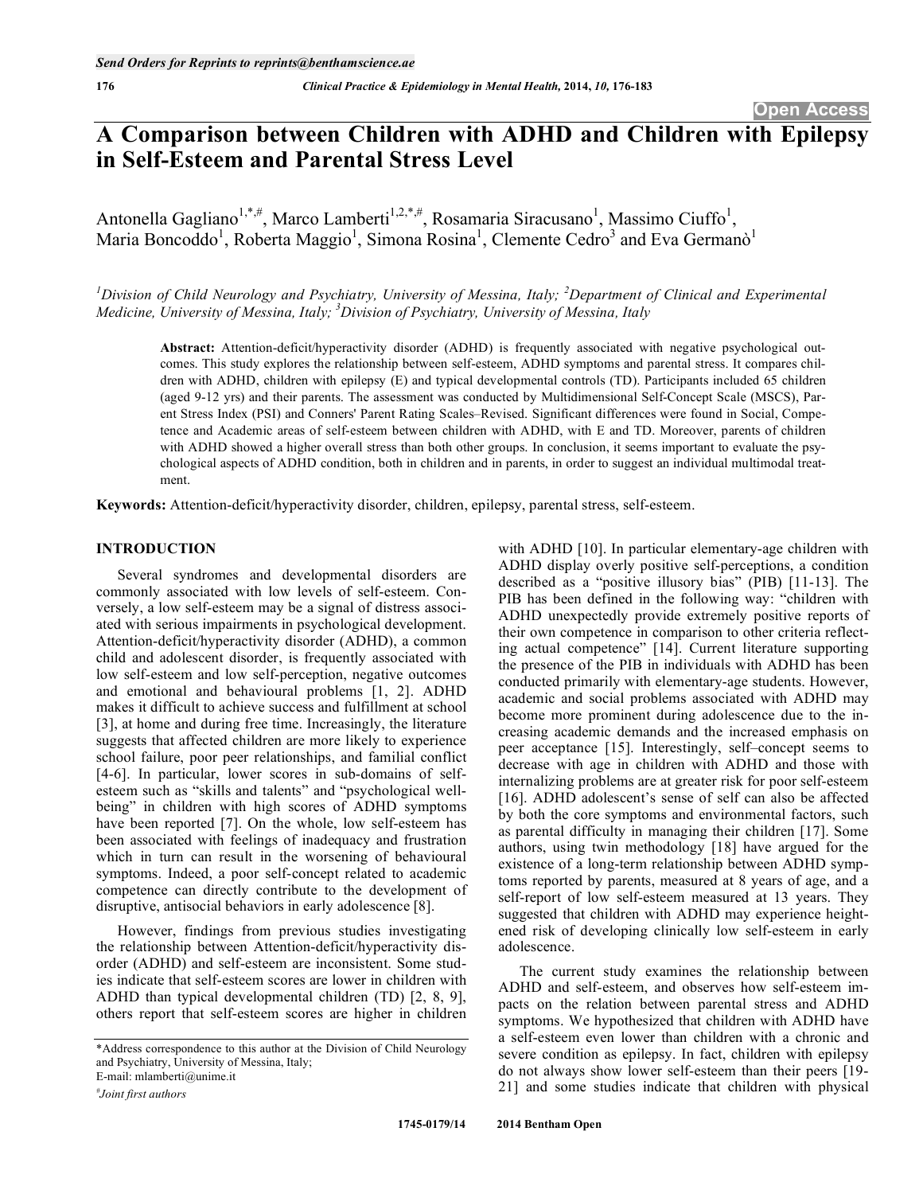# A Comparison between Children with ADHD and Children with Epilepsy in Self-Esteem and Parental Stress Level

Antonella Gagliano[1,*,#], Marco Lamberti[1,2,*,#], Rosamaria Siracusano[1], Massimo Ciuffo[1], Maria Boncoddo[1], Roberta Maggio[1], Simona Rosina[1], Clemente Cedro[3] and Eva Germanò[1]

[1]*Division of Child Neurology and Psychiatry, University of Messina, Italy;* [2]*Department of Clinical and Experimental Medicine, University of Messina, Italy;* [3]*Division of Psychiatry, University of Messina, Italy*

**Abstract:** Attention-deficit/hyperactivity disorder (ADHD) is frequently associated with negative psychological outcomes. This study explores the relationship between self-esteem, ADHD symptoms and parental stress. It compares children with ADHD, children with epilepsy (E) and typical developmental controls (TD). Participants included 65 children (aged 9-12 yrs) and their parents. The assessment was conducted by Multidimensional Self-Concept Scale (MSCS), Parent Stress Index (PSI) and Conners' Parent Rating Scales–Revised. Significant differences were found in Social, Competence and Academic areas of self-esteem between children with ADHD, with E and TD. Moreover, parents of children with ADHD showed a higher overall stress than both other groups. In conclusion, it seems important to evaluate the psychological aspects of ADHD condition, both in children and in parents, in order to suggest an individual multimodal treatment.

**Keywords:** Attention-deficit/hyperactivity disorder, children, epilepsy, parental stress, self-esteem.

## INTRODUCTION

Several syndromes and developmental disorders are commonly associated with low levels of self-esteem. Conversely, a low self-esteem may be a signal of distress associated with serious impairments in psychological development. Attention-deficit/hyperactivity disorder (ADHD), a common child and adolescent disorder, is frequently associated with low self-esteem and low self-perception, negative outcomes and emotional and behavioural problems [1, 2]. ADHD makes it difficult to achieve success and fulfillment at school [3], at home and during free time. Increasingly, the literature suggests that affected children are more likely to experience school failure, poor peer relationships, and familial conflict [4-6]. In particular, lower scores in sub-domains of self-esteem such as "skills and talents" and "psychological well-being" in children with high scores of ADHD symptoms have been reported [7]. On the whole, low self-esteem has been associated with feelings of inadequacy and frustration which in turn can result in the worsening of behavioural symptoms. Indeed, a poor self-concept related to academic competence can directly contribute to the development of disruptive, antisocial behaviors in early adolescence [8].

However, findings from previous studies investigating the relationship between Attention-deficit/hyperactivity disorder (ADHD) and self-esteem are inconsistent. Some studies indicate that self-esteem scores are lower in children with ADHD than typical developmental children (TD) [2, 8, 9], others report that self-esteem scores are higher in children with ADHD [10]. In particular elementary-age children with ADHD display overly positive self-perceptions, a condition described as a "positive illusory bias" (PIB) [11-13]. The PIB has been defined in the following way: "children with ADHD unexpectedly provide extremely positive reports of their own competence in comparison to other criteria reflecting actual competence" [14]. Current literature supporting the presence of the PIB in individuals with ADHD has been conducted primarily with elementary-age students. However, academic and social problems associated with ADHD may become more prominent during adolescence due to the increasing academic demands and the increased emphasis on peer acceptance [15]. Interestingly, self–concept seems to decrease with age in children with ADHD and those with internalizing problems are at greater risk for poor self-esteem [16]. ADHD adolescent's sense of self can also be affected by both the core symptoms and environmental factors, such as parental difficulty in managing their children [17]. Some authors, using twin methodology [18] have argued for the existence of a long-term relationship between ADHD symptoms reported by parents, measured at 8 years of age, and a self-report of low self-esteem measured at 13 years. They suggested that children with ADHD may experience heightened risk of developing clinically low self-esteem in early adolescence.

The current study examines the relationship between ADHD and self-esteem, and observes how self-esteem impacts on the relation between parental stress and ADHD symptoms. We hypothesized that children with ADHD have a self-esteem even lower than children with a chronic and severe condition as epilepsy. In fact, children with epilepsy do not always show lower self-esteem than their peers [19-21] and some studies indicate that children with physical

*Address correspondence to this author at the Division of Child Neurology and Psychiatry, University of Messina, Italy;
E-mail: mlamberti@unime.it

#Joint first authors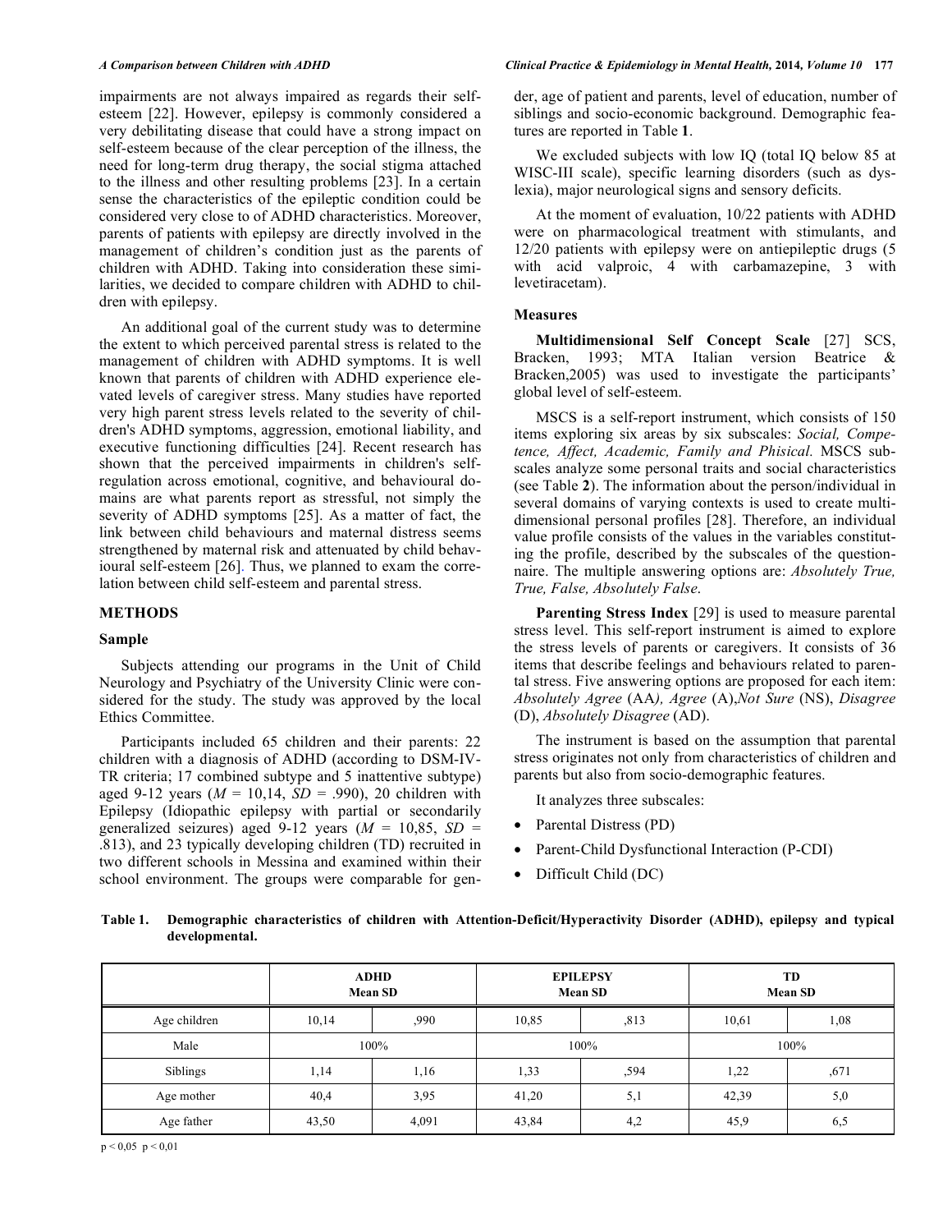impairments are not always impaired as regards their self-esteem [22]. However, epilepsy is commonly considered a very debilitating disease that could have a strong impact on self-esteem because of the clear perception of the illness, the need for long-term drug therapy, the social stigma attached to the illness and other resulting problems [23]. In a certain sense the characteristics of the epileptic condition could be considered very close to of ADHD characteristics. Moreover, parents of patients with epilepsy are directly involved in the management of children's condition just as the parents of children with ADHD. Taking into consideration these similarities, we decided to compare children with ADHD to children with epilepsy.

An additional goal of the current study was to determine the extent to which perceived parental stress is related to the management of children with ADHD symptoms. It is well known that parents of children with ADHD experience elevated levels of caregiver stress. Many studies have reported very high parent stress levels related to the severity of children's ADHD symptoms, aggression, emotional liability, and executive functioning difficulties [24]. Recent research has shown that the perceived impairments in children's self-regulation across emotional, cognitive, and behavioural domains are what parents report as stressful, not simply the severity of ADHD symptoms [25]. As a matter of fact, the link between child behaviours and maternal distress seems strengthened by maternal risk and attenuated by child behavioural self-esteem [26]. Thus, we planned to exam the correlation between child self-esteem and parental stress.

## METHODS

### Sample

Subjects attending our programs in the Unit of Child Neurology and Psychiatry of the University Clinic were considered for the study. The study was approved by the local Ethics Committee.

Participants included 65 children and their parents: 22 children with a diagnosis of ADHD (according to DSM-IV-TR criteria; 17 combined subtype and 5 inattentive subtype) aged 9-12 years ($M$ = 10,14, $SD$ = .990), 20 children with Epilepsy (Idiopathic epilepsy with partial or secondarily generalized seizures) aged 9-12 years ($M$ = 10,85, $SD$ = .813), and 23 typically developing children (TD) recruited in two different schools in Messina and examined within their school environment. The groups were comparable for gender, age of patient and parents, level of education, number of siblings and socio-economic background. Demographic features are reported in Table **1**.

We excluded subjects with low IQ (total IQ below 85 at WISC-III scale), specific learning disorders (such as dyslexia), major neurological signs and sensory deficits.

At the moment of evaluation, 10/22 patients with ADHD were on pharmacological treatment with stimulants, and 12/20 patients with epilepsy were on antiepileptic drugs (5 with acid valproic, 4 with carbamazepine, 3 with levetiracetam).

### Measures

**Multidimensional Self Concept Scale** [27] SCS, Bracken, 1993; MTA Italian version Beatrice & Bracken,2005) was used to investigate the participants' global level of self-esteem.

MSCS is a self-report instrument, which consists of 150 items exploring six areas by six subscales: *Social, Competence, Affect, Academic, Family and Phisical.* MSCS subscales analyze some personal traits and social characteristics (see Table **2**). The information about the person/individual in several domains of varying contexts is used to create multidimensional personal profiles [28]. Therefore, an individual value profile consists of the values in the variables constituting the profile, described by the subscales of the questionnaire. The multiple answering options are: *Absolutely True, True, False, Absolutely False*.

**Parenting Stress Index** [29] is used to measure parental stress level. This self-report instrument is aimed to explore the stress levels of parents or caregivers. It consists of 36 items that describe feelings and behaviours related to parental stress. Five answering options are proposed for each item: *Absolutely Agree* (AA*), Agree* (A),*Not Sure* (NS), *Disagree* (D), *Absolutely Disagree* (AD).

The instrument is based on the assumption that parental stress originates not only from characteristics of children and parents but also from socio-demographic features.

It analyzes three subscales:

- Parental Distress (PD)
- Parent-Child Dysfunctional Interaction (P-CDI)
- Difficult Child (DC)

**Table 1. Demographic characteristics of children with Attention-Deficit/Hyperactivity Disorder (ADHD), epilepsy and typical developmental.**

| | ADHD Mean SD | | EPILEPSY Mean SD | | TD Mean SD | |
|---|---|---|---|---|---|---|
| Age children | 10,14 | ,990 | 10,85 | ,813 | 10,61 | 1,08 |
| Male | 100% | | 100% | | 100% | |
| Siblings | 1,14 | 1,16 | 1,33 | ,594 | 1,22 | ,671 |
| Age mother | 40,4 | 3,95 | 41,20 | 5,1 | 42,39 | 5,0 |
| Age father | 43,50 | 4,091 | 43,84 | 4,2 | 45,9 | 6,5 |

$p < 0,05$ $p < 0,01$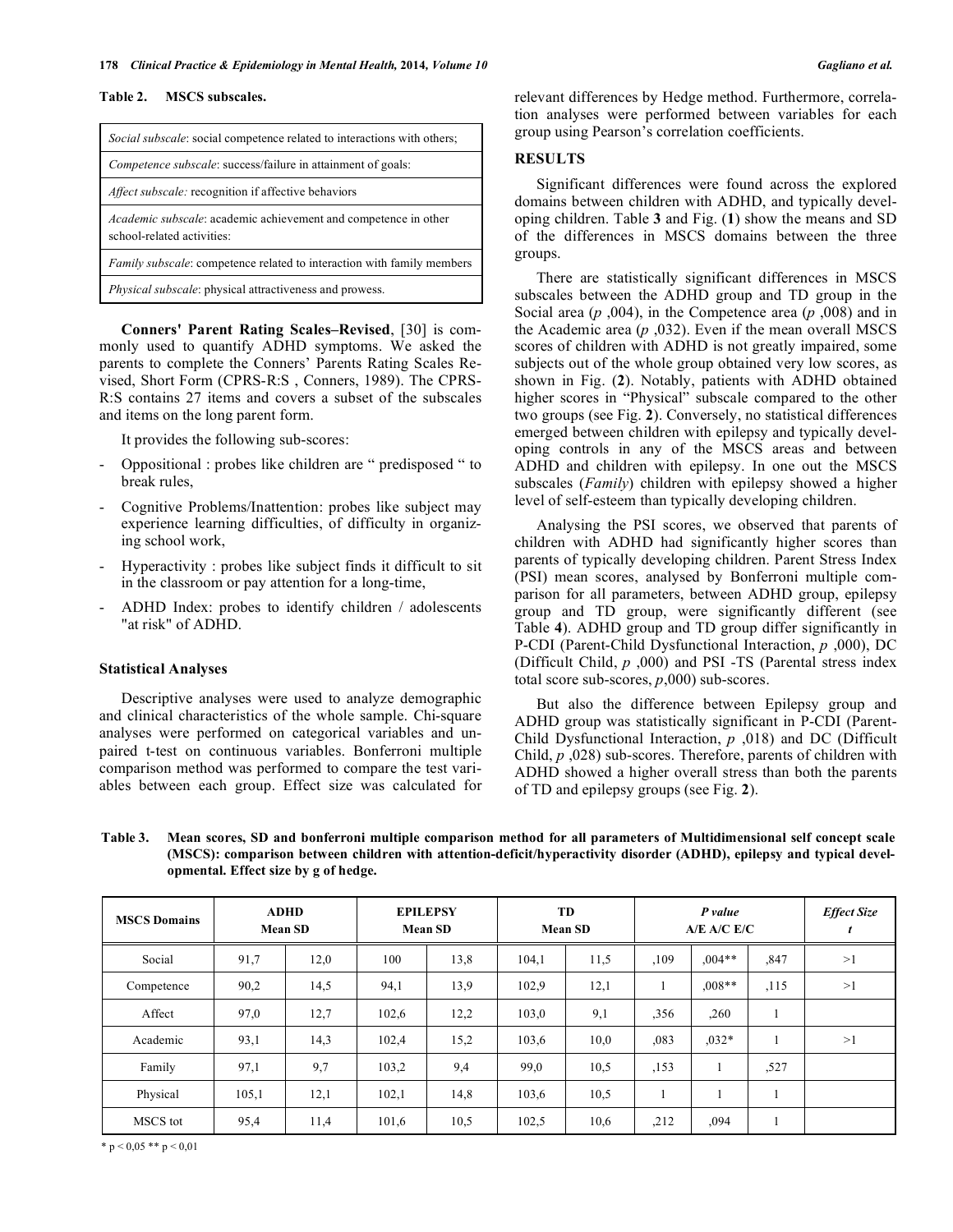**Table 2. MSCS subscales.**

| |
|---|
| *Social subscale*: social competence related to interactions with others; |
| *Competence subscale*: success/failure in attainment of goals: |
| *Affect subscale:* recognition if affective behaviors |
| *Academic subscale*: academic achievement and competence in other school-related activities: |
| *Family subscale*: competence related to interaction with family members |
| *Physical subscale*: physical attractiveness and prowess. |

**Conners' Parent Rating Scales–Revised**, [30] is commonly used to quantify ADHD symptoms. We asked the parents to complete the Conners' Parents Rating Scales Revised, Short Form (CPRS-R:S , Conners, 1989). The CPRS-R:S contains 27 items and covers a subset of the subscales and items on the long parent form.

It provides the following sub-scores:

- Oppositional : probes like children are " predisposed " to break rules,
- Cognitive Problems/Inattention: probes like subject may experience learning difficulties, of difficulty in organizing school work,
- Hyperactivity : probes like subject finds it difficult to sit in the classroom or pay attention for a long-time,
- ADHD Index: probes to identify children / adolescents "at risk" of ADHD.

### Statistical Analyses

Descriptive analyses were used to analyze demographic and clinical characteristics of the whole sample. Chi-square analyses were performed on categorical variables and unpaired t-test on continuous variables. Bonferroni multiple comparison method was performed to compare the test variables between each group. Effect size was calculated for relevant differences by Hedge method. Furthermore, correlation analyses were performed between variables for each group using Pearson's correlation coefficients.

## RESULTS

Significant differences were found across the explored domains between children with ADHD, and typically developing children. Table **3** and Fig. (**1**) show the means and SD of the differences in MSCS domains between the three groups.

There are statistically significant differences in MSCS subscales between the ADHD group and TD group in the Social area (*p* ,004), in the Competence area (*p* ,008) and in the Academic area (*p* ,032). Even if the mean overall MSCS scores of children with ADHD is not greatly impaired, some subjects out of the whole group obtained very low scores, as shown in Fig. (**2**). Notably, patients with ADHD obtained higher scores in "Physical" subscale compared to the other two groups (see Fig. **2**). Conversely, no statistical differences emerged between children with epilepsy and typically developing controls in any of the MSCS areas and between ADHD and children with epilepsy. In one out the MSCS subscales (*Family*) children with epilepsy showed a higher level of self-esteem than typically developing children.

Analysing the PSI scores, we observed that parents of children with ADHD had significantly higher scores than parents of typically developing children. Parent Stress Index (PSI) mean scores, analysed by Bonferroni multiple comparison for all parameters, between ADHD group, epilepsy group and TD group, were significantly different (see Table **4**). ADHD group and TD group differ significantly in P-CDI (Parent-Child Dysfunctional Interaction, *p* ,000), DC (Difficult Child, *p* ,000) and PSI -TS (Parental stress index total score sub-scores, *p*,000) sub-scores.

But also the difference between Epilepsy group and ADHD group was statistically significant in P-CDI (Parent-Child Dysfunctional Interaction, *p* ,018) and DC (Difficult Child, *p* ,028) sub-scores. Therefore, parents of children with ADHD showed a higher overall stress than both the parents of TD and epilepsy groups (see Fig. **2**).

**Table 3. Mean scores, SD and bonferroni multiple comparison method for all parameters of Multidimensional self concept scale (MSCS): comparison between children with attention-deficit/hyperactivity disorder (ADHD), epilepsy and typical developmental. Effect size by g of hedge.**

| MSCS Domains | ADHD Mean SD | | EPILEPSY Mean SD | | TD Mean SD | | *P value* A/E A/C E/C | | | *Effect Size* *t* |
|---|---|---|---|---|---|---|---|---|---|---|
| Social | 91,7 | 12,0 | 100 | 13,8 | 104,1 | 11,5 | ,109 | ,004** | ,847 | >1 |
| Competence | 90,2 | 14,5 | 94,1 | 13,9 | 102,9 | 12,1 | 1 | ,008** | ,115 | >1 |
| Affect | 97,0 | 12,7 | 102,6 | 12,2 | 103,0 | 9,1 | ,356 | ,260 | 1 | |
| Academic | 93,1 | 14,3 | 102,4 | 15,2 | 103,6 | 10,0 | ,083 | ,032* | 1 | >1 |
| Family | 97,1 | 9,7 | 103,2 | 9,4 | 99,0 | 10,5 | ,153 | 1 | ,527 | |
| Physical | 105,1 | 12,1 | 102,1 | 14,8 | 103,6 | 10,5 | 1 | 1 | 1 | |
| MSCS tot | 95,4 | 11,4 | 101,6 | 10,5 | 102,5 | 10,6 | ,212 | ,094 | 1 | |

\* p < 0,05 ** p < 0,01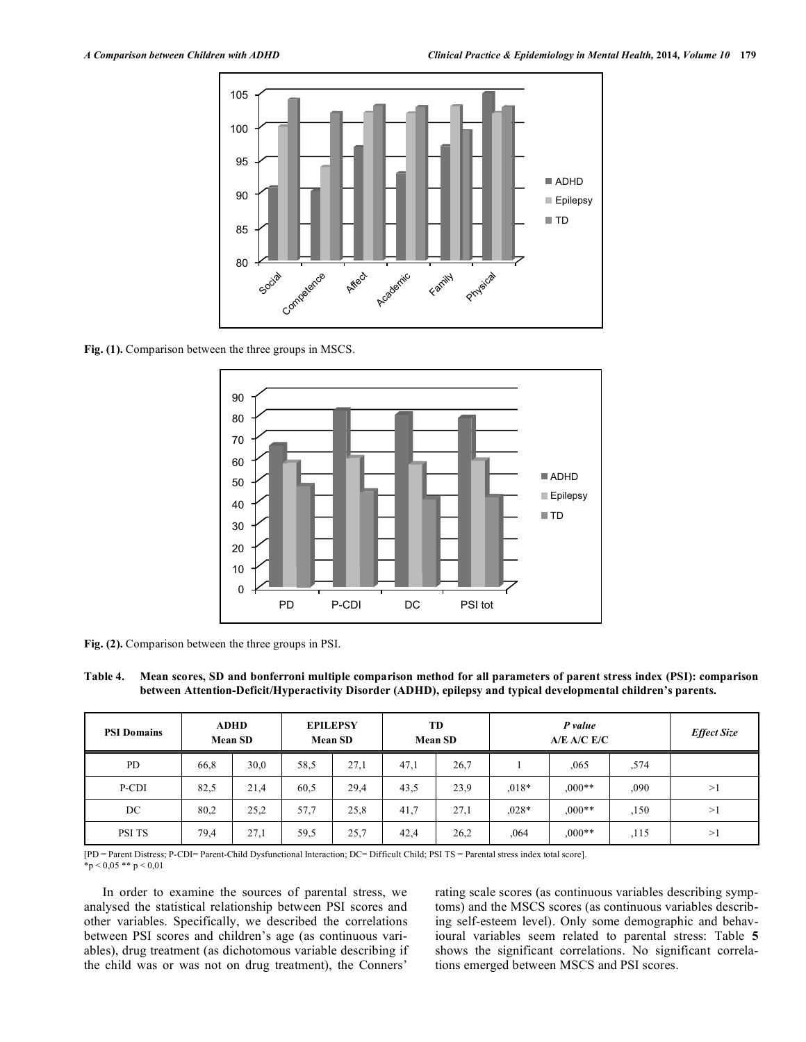Fig. (1). Comparison between the three groups in MSCS.

Fig. (2). Comparison between the three groups in PSI.

**Table 4. Mean scores, SD and bonferroni multiple comparison method for all parameters of parent stress index (PSI): comparison between Attention-Deficit/Hyperactivity Disorder (ADHD), epilepsy and typical developmental children's parents.**

| PSI Domains | ADHD Mean SD | | EPILEPSY Mean SD | | TD Mean SD | | *P value* A/E A/C E/C | | | *Effect Size* |
|---|---|---|---|---|---|---|---|---|---|---|
| PD | 66,8 | 30,0 | 58,5 | 27,1 | 47,1 | 26,7 | 1 | ,065 | ,574 | |
| P-CDI | 82,5 | 21,4 | 60,5 | 29,4 | 43,5 | 23,9 | ,018* | ,000** | ,090 | >1 |
| DC | 80,2 | 25,2 | 57,7 | 25,8 | 41,7 | 27,1 | ,028* | ,000** | ,150 | >1 |
| PSI TS | 79,4 | 27,1 | 59,5 | 25,7 | 42,4 | 26,2 | ,064 | ,000** | ,115 | >1 |

[PD = Parent Distress; P-CDI= Parent-Child Dysfunctional Interaction; DC= Difficult Child; PSI TS = Parental stress index total score].
*p < 0,05 ** p < 0,01

In order to examine the sources of parental stress, we analysed the statistical relationship between PSI scores and other variables. Specifically, we described the correlations between PSI scores and children's age (as continuous variables), drug treatment (as dichotomous variable describing if the child was or was not on drug treatment), the Conners' rating scale scores (as continuous variables describing symptoms) and the MSCS scores (as continuous variables describing self-esteem level). Only some demographic and behavioural variables seem related to parental stress: Table **5** shows the significant correlations. No significant correlations emerged between MSCS and PSI scores.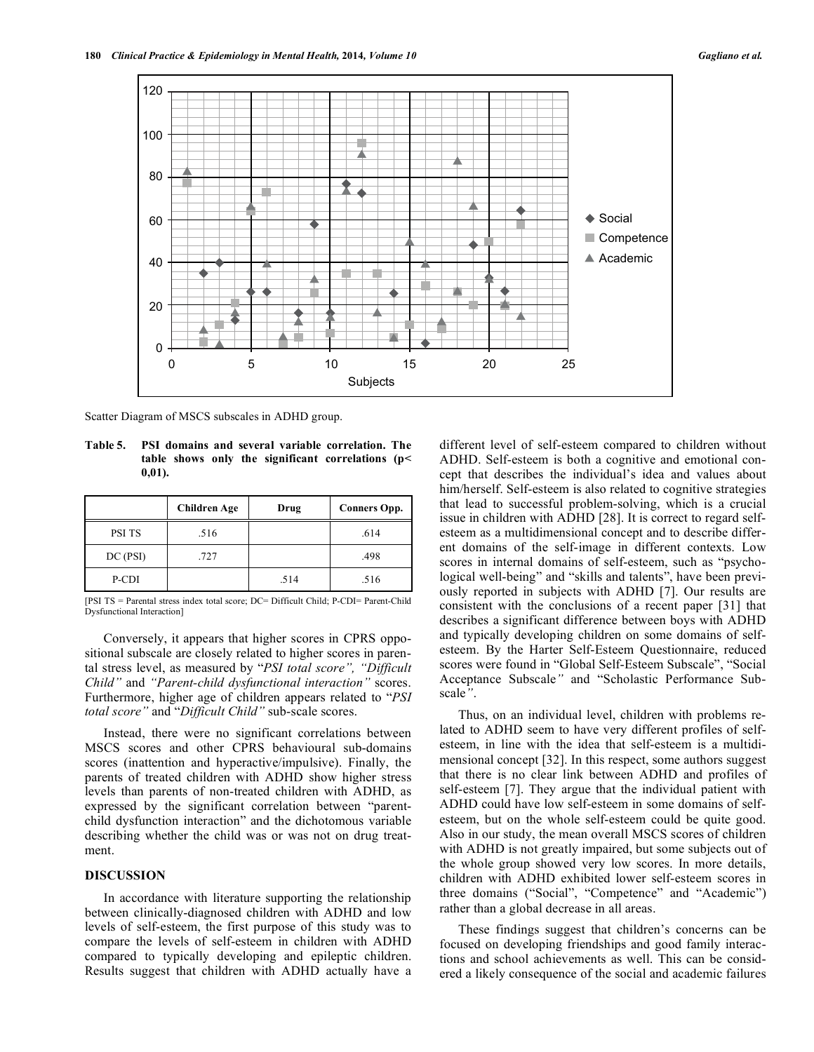Scatter Diagram of MSCS subscales in ADHD group.

**Table 5. PSI domains and several variable correlation. The table shows only the significant correlations (p< 0,01).**

| | Children Age | Drug | Conners Opp. |
|---|---|---|---|
| PSI TS | .516 | | .614 |
| DC (PSI) | .727 | | .498 |
| P-CDI | | .514 | .516 |

[PSI TS = Parental stress index total score; DC= Difficult Child; P-CDI= Parent-Child Dysfunctional Interaction]

Conversely, it appears that higher scores in CPRS oppositional subscale are closely related to higher scores in parental stress level, as measured by "*PSI total score", "Difficult Child"* and *"Parent-child dysfunctional interaction"* scores. Furthermore, higher age of children appears related to "*PSI total score"* and "*Difficult Child"* sub-scale scores.

Instead, there were no significant correlations between MSCS scores and other CPRS behavioural sub-domains scores (inattention and hyperactive/impulsive). Finally, the parents of treated children with ADHD show higher stress levels than parents of non-treated children with ADHD, as expressed by the significant correlation between "parent-child dysfunction interaction" and the dichotomous variable describing whether the child was or was not on drug treatment.

## DISCUSSION

In accordance with literature supporting the relationship between clinically-diagnosed children with ADHD and low levels of self-esteem, the first purpose of this study was to compare the levels of self-esteem in children with ADHD compared to typically developing and epileptic children. Results suggest that children with ADHD actually have a different level of self-esteem compared to children without ADHD. Self-esteem is both a cognitive and emotional concept that describes the individual's idea and values about him/herself. Self-esteem is also related to cognitive strategies that lead to successful problem-solving, which is a crucial issue in children with ADHD [28]. It is correct to regard self-esteem as a multidimensional concept and to describe different domains of the self-image in different contexts. Low scores in internal domains of self-esteem, such as "psychological well-being" and "skills and talents", have been previously reported in subjects with ADHD [7]. Our results are consistent with the conclusions of a recent paper [31] that describes a significant difference between boys with ADHD and typically developing children on some domains of self-esteem. By the Harter Self-Esteem Questionnaire, reduced scores were found in "Global Self-Esteem Subscale", "Social Acceptance Subscale*"* and "Scholastic Performance Subscale*"*.

Thus, on an individual level, children with problems related to ADHD seem to have very different profiles of self-esteem, in line with the idea that self-esteem is a multidimensional concept [32]. In this respect, some authors suggest that there is no clear link between ADHD and profiles of self-esteem [7]. They argue that the individual patient with ADHD could have low self-esteem in some domains of self-esteem, but on the whole self-esteem could be quite good. Also in our study, the mean overall MSCS scores of children with ADHD is not greatly impaired, but some subjects out of the whole group showed very low scores. In more details, children with ADHD exhibited lower self-esteem scores in three domains ("Social", "Competence" and "Academic") rather than a global decrease in all areas.

These findings suggest that children's concerns can be focused on developing friendships and good family interactions and school achievements as well. This can be considered a likely consequence of the social and academic failures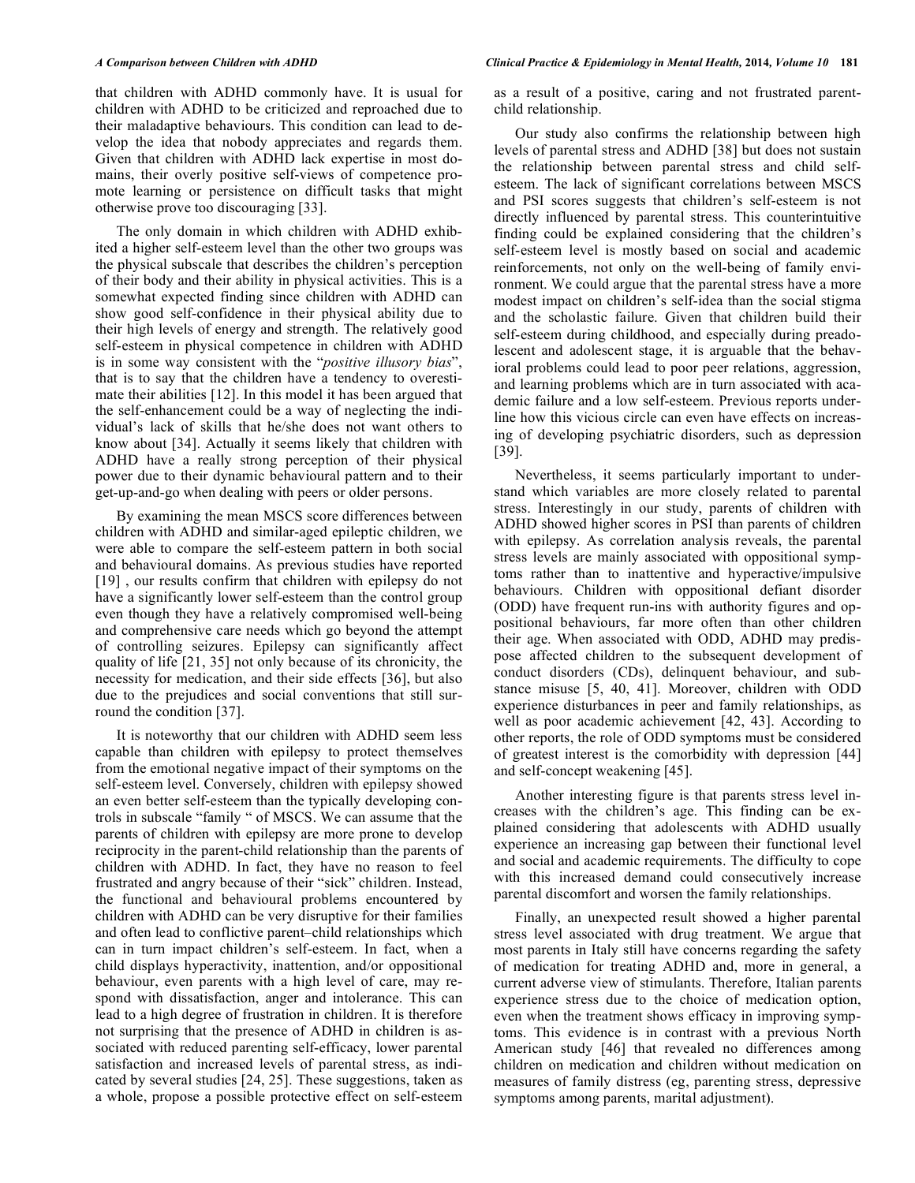that children with ADHD commonly have. It is usual for children with ADHD to be criticized and reproached due to their maladaptive behaviours. This condition can lead to develop the idea that nobody appreciates and regards them. Given that children with ADHD lack expertise in most domains, their overly positive self-views of competence promote learning or persistence on difficult tasks that might otherwise prove too discouraging [33].

The only domain in which children with ADHD exhibited a higher self-esteem level than the other two groups was the physical subscale that describes the children's perception of their body and their ability in physical activities. This is a somewhat expected finding since children with ADHD can show good self-confidence in their physical ability due to their high levels of energy and strength. The relatively good self-esteem in physical competence in children with ADHD is in some way consistent with the "*positive illusory bias*", that is to say that the children have a tendency to overestimate their abilities [12]. In this model it has been argued that the self-enhancement could be a way of neglecting the individual's lack of skills that he/she does not want others to know about [34]. Actually it seems likely that children with ADHD have a really strong perception of their physical power due to their dynamic behavioural pattern and to their get-up-and-go when dealing with peers or older persons.

By examining the mean MSCS score differences between children with ADHD and similar-aged epileptic children, we were able to compare the self-esteem pattern in both social and behavioural domains. As previous studies have reported [19] , our results confirm that children with epilepsy do not have a significantly lower self-esteem than the control group even though they have a relatively compromised well-being and comprehensive care needs which go beyond the attempt of controlling seizures. Epilepsy can significantly affect quality of life [21, 35] not only because of its chronicity, the necessity for medication, and their side effects [36], but also due to the prejudices and social conventions that still surround the condition [37].

It is noteworthy that our children with ADHD seem less capable than children with epilepsy to protect themselves from the emotional negative impact of their symptoms on the self-esteem level. Conversely, children with epilepsy showed an even better self-esteem than the typically developing controls in subscale "family " of MSCS. We can assume that the parents of children with epilepsy are more prone to develop reciprocity in the parent-child relationship than the parents of children with ADHD. In fact, they have no reason to feel frustrated and angry because of their "sick" children. Instead, the functional and behavioural problems encountered by children with ADHD can be very disruptive for their families and often lead to conflictive parent–child relationships which can in turn impact children's self-esteem. In fact, when a child displays hyperactivity, inattention, and/or oppositional behaviour, even parents with a high level of care, may respond with dissatisfaction, anger and intolerance. This can lead to a high degree of frustration in children. It is therefore not surprising that the presence of ADHD in children is associated with reduced parenting self-efficacy, lower parental satisfaction and increased levels of parental stress, as indicated by several studies [24, 25]. These suggestions, taken as a whole, propose a possible protective effect on self-esteem as a result of a positive, caring and not frustrated parent-child relationship.

Our study also confirms the relationship between high levels of parental stress and ADHD [38] but does not sustain the relationship between parental stress and child self-esteem. The lack of significant correlations between MSCS and PSI scores suggests that children's self-esteem is not directly influenced by parental stress. This counterintuitive finding could be explained considering that the children's self-esteem level is mostly based on social and academic reinforcements, not only on the well-being of family environment. We could argue that the parental stress have a more modest impact on children's self-idea than the social stigma and the scholastic failure. Given that children build their self-esteem during childhood, and especially during preadolescent and adolescent stage, it is arguable that the behavioral problems could lead to poor peer relations, aggression, and learning problems which are in turn associated with academic failure and a low self-esteem. Previous reports underline how this vicious circle can even have effects on increasing of developing psychiatric disorders, such as depression [39].

Nevertheless, it seems particularly important to understand which variables are more closely related to parental stress. Interestingly in our study, parents of children with ADHD showed higher scores in PSI than parents of children with epilepsy. As correlation analysis reveals, the parental stress levels are mainly associated with oppositional symptoms rather than to inattentive and hyperactive/impulsive behaviours. Children with oppositional defiant disorder (ODD) have frequent run-ins with authority figures and oppositional behaviours, far more often than other children their age. When associated with ODD, ADHD may predispose affected children to the subsequent development of conduct disorders (CDs), delinquent behaviour, and substance misuse [5, 40, 41]. Moreover, children with ODD experience disturbances in peer and family relationships, as well as poor academic achievement [42, 43]. According to other reports, the role of ODD symptoms must be considered of greatest interest is the comorbidity with depression [44] and self-concept weakening [45].

Another interesting figure is that parents stress level increases with the children's age. This finding can be explained considering that adolescents with ADHD usually experience an increasing gap between their functional level and social and academic requirements. The difficulty to cope with this increased demand could consecutively increase parental discomfort and worsen the family relationships.

Finally, an unexpected result showed a higher parental stress level associated with drug treatment. We argue that most parents in Italy still have concerns regarding the safety of medication for treating ADHD and, more in general, a current adverse view of stimulants. Therefore, Italian parents experience stress due to the choice of medication option, even when the treatment shows efficacy in improving symptoms. This evidence is in contrast with a previous North American study [46] that revealed no differences among children on medication and children without medication on measures of family distress (eg, parenting stress, depressive symptoms among parents, marital adjustment).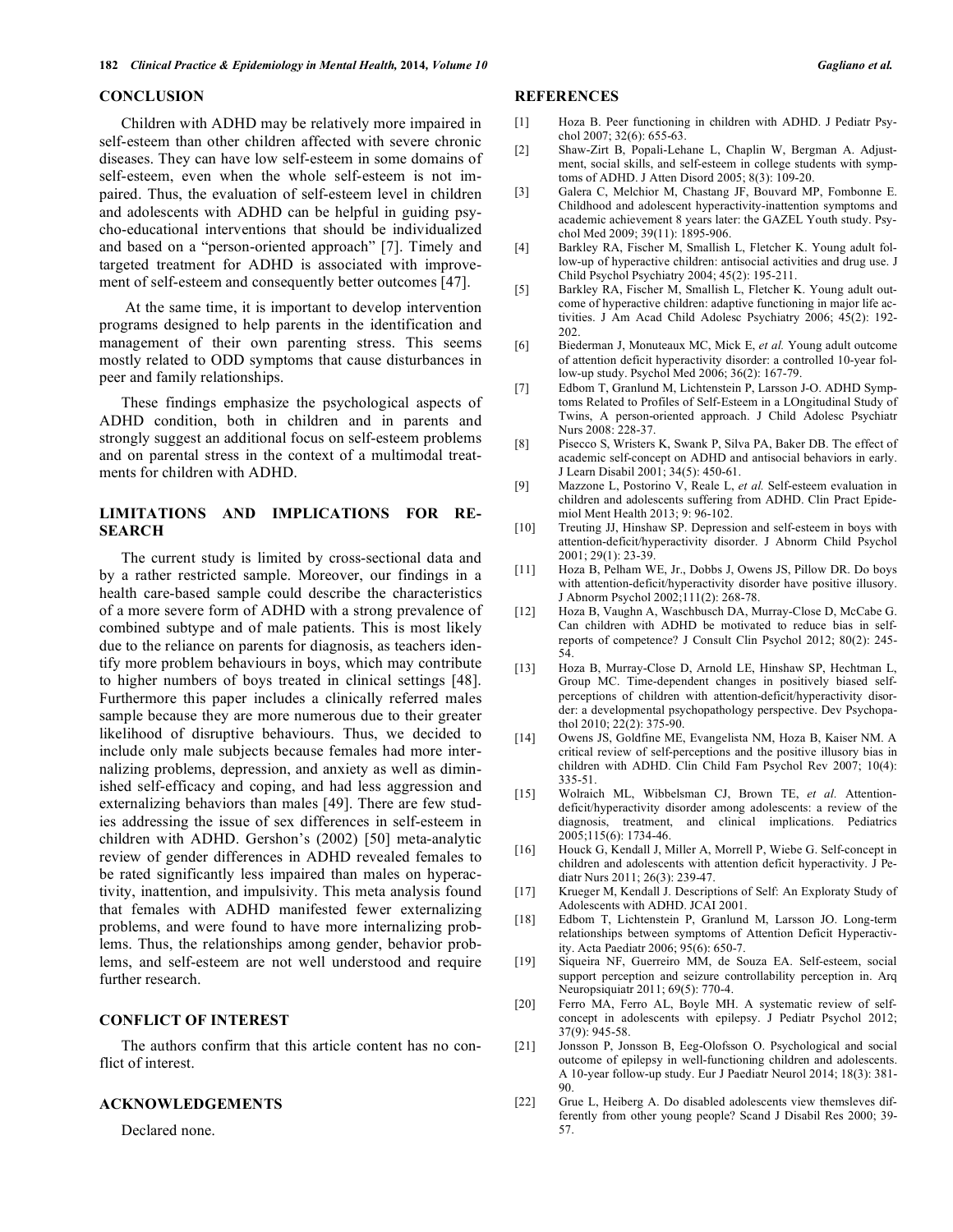## CONCLUSION

Children with ADHD may be relatively more impaired in self-esteem than other children affected with severe chronic diseases. They can have low self-esteem in some domains of self-esteem, even when the whole self-esteem is not impaired. Thus, the evaluation of self-esteem level in children and adolescents with ADHD can be helpful in guiding psycho-educational interventions that should be individualized and based on a "person-oriented approach" [7]. Timely and targeted treatment for ADHD is associated with improvement of self-esteem and consequently better outcomes [47].

At the same time, it is important to develop intervention programs designed to help parents in the identification and management of their own parenting stress. This seems mostly related to ODD symptoms that cause disturbances in peer and family relationships.

These findings emphasize the psychological aspects of ADHD condition, both in children and in parents and strongly suggest an additional focus on self-esteem problems and on parental stress in the context of a multimodal treatments for children with ADHD.

## LIMITATIONS AND IMPLICATIONS FOR RESEARCH

The current study is limited by cross-sectional data and by a rather restricted sample. Moreover, our findings in a health care-based sample could describe the characteristics of a more severe form of ADHD with a strong prevalence of combined subtype and of male patients. This is most likely due to the reliance on parents for diagnosis, as teachers identify more problem behaviours in boys, which may contribute to higher numbers of boys treated in clinical settings [48]. Furthermore this paper includes a clinically referred males sample because they are more numerous due to their greater likelihood of disruptive behaviours. Thus, we decided to include only male subjects because females had more internalizing problems, depression, and anxiety as well as diminished self-efficacy and coping, and had less aggression and externalizing behaviors than males [49]. There are few studies addressing the issue of sex differences in self-esteem in children with ADHD. Gershon's (2002) [50] meta-analytic review of gender differences in ADHD revealed females to be rated significantly less impaired than males on hyperactivity, inattention, and impulsivity. This meta analysis found that females with ADHD manifested fewer externalizing problems, and were found to have more internalizing problems. Thus, the relationships among gender, behavior problems, and self-esteem are not well understood and require further research.

## CONFLICT OF INTEREST

The authors confirm that this article content has no conflict of interest.

## ACKNOWLEDGEMENTS

Declared none.

## REFERENCES

[1] Hoza B. Peer functioning in children with ADHD. J Pediatr Psychol 2007; 32(6): 655-63.

[2] Shaw-Zirt B, Popali-Lehane L, Chaplin W, Bergman A. Adjustment, social skills, and self-esteem in college students with symptoms of ADHD. J Atten Disord 2005; 8(3): 109-20.

[3] Galera C, Melchior M, Chastang JF, Bouvard MP, Fombonne E. Childhood and adolescent hyperactivity-inattention symptoms and academic achievement 8 years later: the GAZEL Youth study. Psychol Med 2009; 39(11): 1895-906.

[4] Barkley RA, Fischer M, Smallish L, Fletcher K. Young adult follow-up of hyperactive children: antisocial activities and drug use. J Child Psychol Psychiatry 2004; 45(2): 195-211.

[5] Barkley RA, Fischer M, Smallish L, Fletcher K. Young adult outcome of hyperactive children: adaptive functioning in major life activities. J Am Acad Child Adolesc Psychiatry 2006; 45(2): 192-202.

[6] Biederman J, Monuteaux MC, Mick E, *et al.* Young adult outcome of attention deficit hyperactivity disorder: a controlled 10-year follow-up study. Psychol Med 2006; 36(2): 167-79.

[7] Edbom T, Granlund M, Lichtenstein P, Larsson J-O. ADHD Symptoms Related to Profiles of Self-Esteem in a LOngitudinal Study of Twins, A person-oriented approach. J Child Adolesc Psychiatr Nurs 2008: 228-37.

[8] Pisecco S, Wristers K, Swank P, Silva PA, Baker DB. The effect of academic self-concept on ADHD and antisocial behaviors in early. J Learn Disabil 2001; 34(5): 450-61.

[9] Mazzone L, Postorino V, Reale L, *et al.* Self-esteem evaluation in children and adolescents suffering from ADHD. Clin Pract Epidemiol Ment Health 2013; 9: 96-102.

[10] Treuting JJ, Hinshaw SP. Depression and self-esteem in boys with attention-deficit/hyperactivity disorder. J Abnorm Child Psychol 2001; 29(1): 23-39.

[11] Hoza B, Pelham WE, Jr., Dobbs J, Owens JS, Pillow DR. Do boys with attention-deficit/hyperactivity disorder have positive illusory. J Abnorm Psychol 2002;111(2): 268-78.

[12] Hoza B, Vaughn A, Waschbusch DA, Murray-Close D, McCabe G. Can children with ADHD be motivated to reduce bias in self-reports of competence? J Consult Clin Psychol 2012; 80(2): 245-54.

[13] Hoza B, Murray-Close D, Arnold LE, Hinshaw SP, Hechtman L, Group MC. Time-dependent changes in positively biased self-perceptions of children with attention-deficit/hyperactivity disorder: a developmental psychopathology perspective. Dev Psychopathol 2010; 22(2): 375-90.

[14] Owens JS, Goldfine ME, Evangelista NM, Hoza B, Kaiser NM. A critical review of self-perceptions and the positive illusory bias in children with ADHD. Clin Child Fam Psychol Rev 2007; 10(4): 335-51.

[15] Wolraich ML, Wibbelsman CJ, Brown TE, *et al.* Attention-deficit/hyperactivity disorder among adolescents: a review of the diagnosis, treatment, and clinical implications. Pediatrics 2005;115(6): 1734-46.

[16] Houck G, Kendall J, Miller A, Morrell P, Wiebe G. Self-concept in children and adolescents with attention deficit hyperactivity. J Pediatr Nurs 2011; 26(3): 239-47.

[17] Krueger M, Kendall J. Descriptions of Self: An Exploraty Study of Adolescents with ADHD. JCAI 2001.

[18] Edbom T, Lichtenstein P, Granlund M, Larsson JO. Long-term relationships between symptoms of Attention Deficit Hyperactivity. Acta Paediatr 2006; 95(6): 650-7.

[19] Siqueira NF, Guerreiro MM, de Souza EA. Self-esteem, social support perception and seizure controllability perception in. Arq Neuropsiquiatr 2011; 69(5): 770-4.

[20] Ferro MA, Ferro AL, Boyle MH. A systematic review of self-concept in adolescents with epilepsy. J Pediatr Psychol 2012; 37(9): 945-58.

[21] Jonsson P, Jonsson B, Eeg-Olofsson O. Psychological and social outcome of epilepsy in well-functioning children and adolescents. A 10-year follow-up study. Eur J Paediatr Neurol 2014; 18(3): 381-90.

[22] Grue L, Heiberg A. Do disabled adolescents view themsleves differently from other young people? Scand J Disabil Res 2000; 39-57.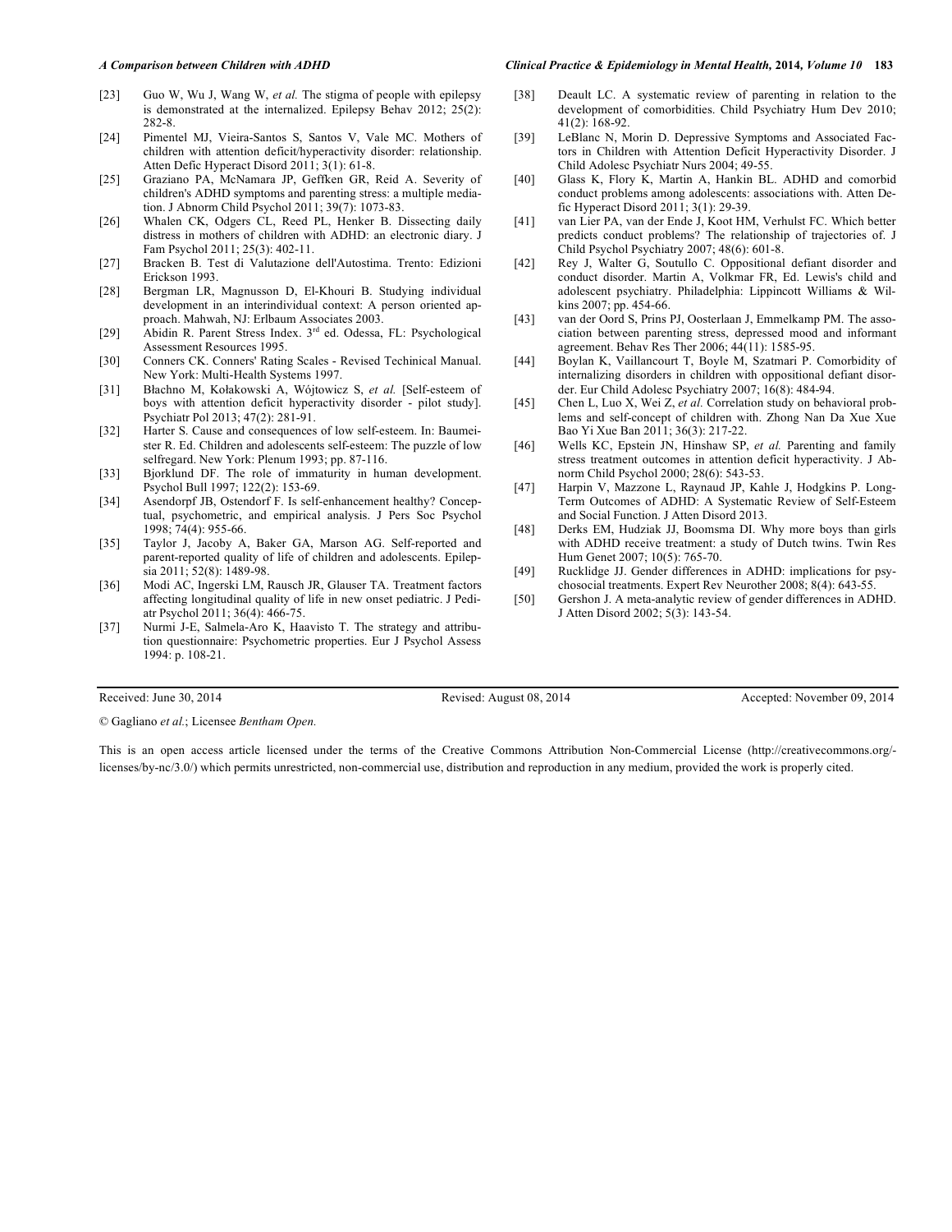[23] Guo W, Wu J, Wang W, *et al.* The stigma of people with epilepsy is demonstrated at the internalized. Epilepsy Behav 2012; 25(2): 282-8.

[24] Pimentel MJ, Vieira-Santos S, Santos V, Vale MC. Mothers of children with attention deficit/hyperactivity disorder: relationship. Atten Defic Hyperact Disord 2011; 3(1): 61-8.

[25] Graziano PA, McNamara JP, Geffken GR, Reid A. Severity of children's ADHD symptoms and parenting stress: a multiple mediation. J Abnorm Child Psychol 2011; 39(7): 1073-83.

[26] Whalen CK, Odgers CL, Reed PL, Henker B. Dissecting daily distress in mothers of children with ADHD: an electronic diary. J Fam Psychol 2011; 25(3): 402-11.

[27] Bracken B. Test di Valutazione dell'Autostima. Trento: Edizioni Erickson 1993.

[28] Bergman LR, Magnusson D, El-Khouri B. Studying individual development in an interindividual context: A person oriented approach. Mahwah, NJ: Erlbaum Associates 2003.

[29] Abidin R. Parent Stress Index. 3rd ed. Odessa, FL: Psychological Assessment Resources 1995.

[30] Conners CK. Conners' Rating Scales - Revised Techinical Manual. New York: Multi-Health Systems 1997.

[31] Błachno M, Kołakowski A, Wójtowicz S, *et al.* [Self-esteem of boys with attention deficit hyperactivity disorder - pilot study]. Psychiatr Pol 2013; 47(2): 281-91.

[32] Harter S. Cause and consequences of low self-esteem. In: Baumeister R. Ed. Children and adolescents self-esteem: The puzzle of low selfregard. New York: Plenum 1993; pp. 87-116.

[33] Bjorklund DF. The role of immaturity in human development. Psychol Bull 1997; 122(2): 153-69.

[34] Asendorpf JB, Ostendorf F. Is self-enhancement healthy? Conceptual, psychometric, and empirical analysis. J Pers Soc Psychol 1998; 74(4): 955-66.

[35] Taylor J, Jacoby A, Baker GA, Marson AG. Self-reported and parent-reported quality of life of children and adolescents. Epilepsia 2011; 52(8): 1489-98.

[36] Modi AC, Ingerski LM, Rausch JR, Glauser TA. Treatment factors affecting longitudinal quality of life in new onset pediatric. J Pediatr Psychol 2011; 36(4): 466-75.

[37] Nurmi J-E, Salmela-Aro K, Haavisto T. The strategy and attribution questionnaire: Psychometric properties. Eur J Psychol Assess 1994: p. 108-21.

[38] Deault LC. A systematic review of parenting in relation to the development of comorbidities. Child Psychiatry Hum Dev 2010; 41(2): 168-92.

[39] LeBlanc N, Morin D. Depressive Symptoms and Associated Factors in Children with Attention Deficit Hyperactivity Disorder. J Child Adolesc Psychiatr Nurs 2004; 49-55.

[40] Glass K, Flory K, Martin A, Hankin BL. ADHD and comorbid conduct problems among adolescents: associations with. Atten Defic Hyperact Disord 2011; 3(1): 29-39.

[41] van Lier PA, van der Ende J, Koot HM, Verhulst FC. Which better predicts conduct problems? The relationship of trajectories of. J Child Psychol Psychiatry 2007; 48(6): 601-8.

[42] Rey J, Walter G, Soutullo C. Oppositional defiant disorder and conduct disorder. Martin A, Volkmar FR, Ed. Lewis's child and adolescent psychiatry. Philadelphia: Lippincott Williams & Wilkins 2007; pp. 454-66.

[43] van der Oord S, Prins PJ, Oosterlaan J, Emmelkamp PM. The association between parenting stress, depressed mood and informant agreement. Behav Res Ther 2006; 44(11): 1585-95.

[44] Boylan K, Vaillancourt T, Boyle M, Szatmari P. Comorbidity of internalizing disorders in children with oppositional defiant disorder. Eur Child Adolesc Psychiatry 2007; 16(8): 484-94.

[45] Chen L, Luo X, Wei Z, *et al.* Correlation study on behavioral problems and self-concept of children with. Zhong Nan Da Xue Xue Bao Yi Xue Ban 2011; 36(3): 217-22.

[46] Wells KC, Epstein JN, Hinshaw SP, *et al.* Parenting and family stress treatment outcomes in attention deficit hyperactivity. J Abnorm Child Psychol 2000; 28(6): 543-53.

[47] Harpin V, Mazzone L, Raynaud JP, Kahle J, Hodgkins P. Long-Term Outcomes of ADHD: A Systematic Review of Self-Esteem and Social Function. J Atten Disord 2013.

[48] Derks EM, Hudziak JJ, Boomsma DI. Why more boys than girls with ADHD receive treatment: a study of Dutch twins. Twin Res Hum Genet 2007; 10(5): 765-70.

[49] Rucklidge JJ. Gender differences in ADHD: implications for psychosocial treatments. Expert Rev Neurother 2008; 8(4): 643-55.

[50] Gershon J. A meta-analytic review of gender differences in ADHD. J Atten Disord 2002; 5(3): 143-54.

Received: June 30, 2014 Revised: August 08, 2014 Accepted: November 09, 2014

© Gagliano *et al.*; Licensee *Bentham Open.*

This is an open access article licensed under the terms of the Creative Commons Attribution Non-Commercial License (http://creativecommons.org/-licenses/by-nc/3.0/) which permits unrestricted, non-commercial use, distribution and reproduction in any medium, provided the work is properly cited.